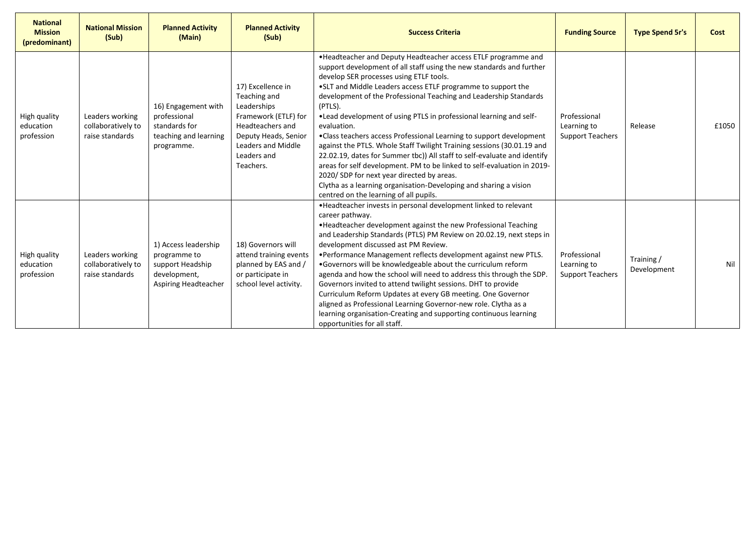| National Mission (predominant) | National Mission (Sub) | Planned Activity (Main) | Planned Activity (Sub) | Success Criteria | Funding Source | Type Spend 5r's | Cost |
|---|---|---|---|---|---|---|---|
| High quality education profession | Leaders working collaboratively to raise standards | 16) Engagement with professional standards for teaching and learning programme. | 17) Excellence in Teaching and Leaderships Framework (ETLF) for Headteachers and Deputy Heads, Senior Leaders and Middle Leaders and Teachers. | •Headteacher and Deputy Headteacher access ETLF programme and support development of all staff using the new standards and further develop SER processes using ETLF tools.<br>•SLT and Middle Leaders access ETLF programme to support the development of the Professional Teaching and Leadership Standards (PTLS).<br>•Lead development of using PTLS in professional learning and self-evaluation.<br>•Class teachers access Professional Learning to support development against the PTLS. Whole Staff Twilight Training sessions (30.01.19 and 22.02.19, dates for Summer tbc)) All staff to self-evaluate and identify areas for self development. PM to be linked to self-evaluation in 2019-2020/ SDP for next year directed by areas.<br>Clytha as a learning organisation-Developing and sharing a vision centred on the learning of all pupils. | Professional Learning to Support Teachers | Release | £1050 |
| High quality education profession | Leaders working collaboratively to raise standards | 1) Access leadership programme to support Headship development, Aspiring Headteacher | 18) Governors will attend training events planned by EAS and / or participate in school level activity. | •Headteacher invests in personal development linked to relevant career pathway.<br>•Headteacher development against the new Professional Teaching and Leadership Standards (PTLS) PM Review on 20.02.19, next steps in development discussed ast PM Review.<br>•Performance Management reflects development against new PTLS.<br>•Governors will be knowledgeable about the curriculum reform agenda and how the school will need to address this through the SDP. Governors invited to attend twilight sessions. DHT to provide Curriculum Reform Updates at every GB meeting. One Governor aligned as Professional Learning Governor-new role. Clytha as a learning organisation-Creating and supporting continuous learning opportunities for all staff. | Professional Learning to Support Teachers | Training / Development | Nil |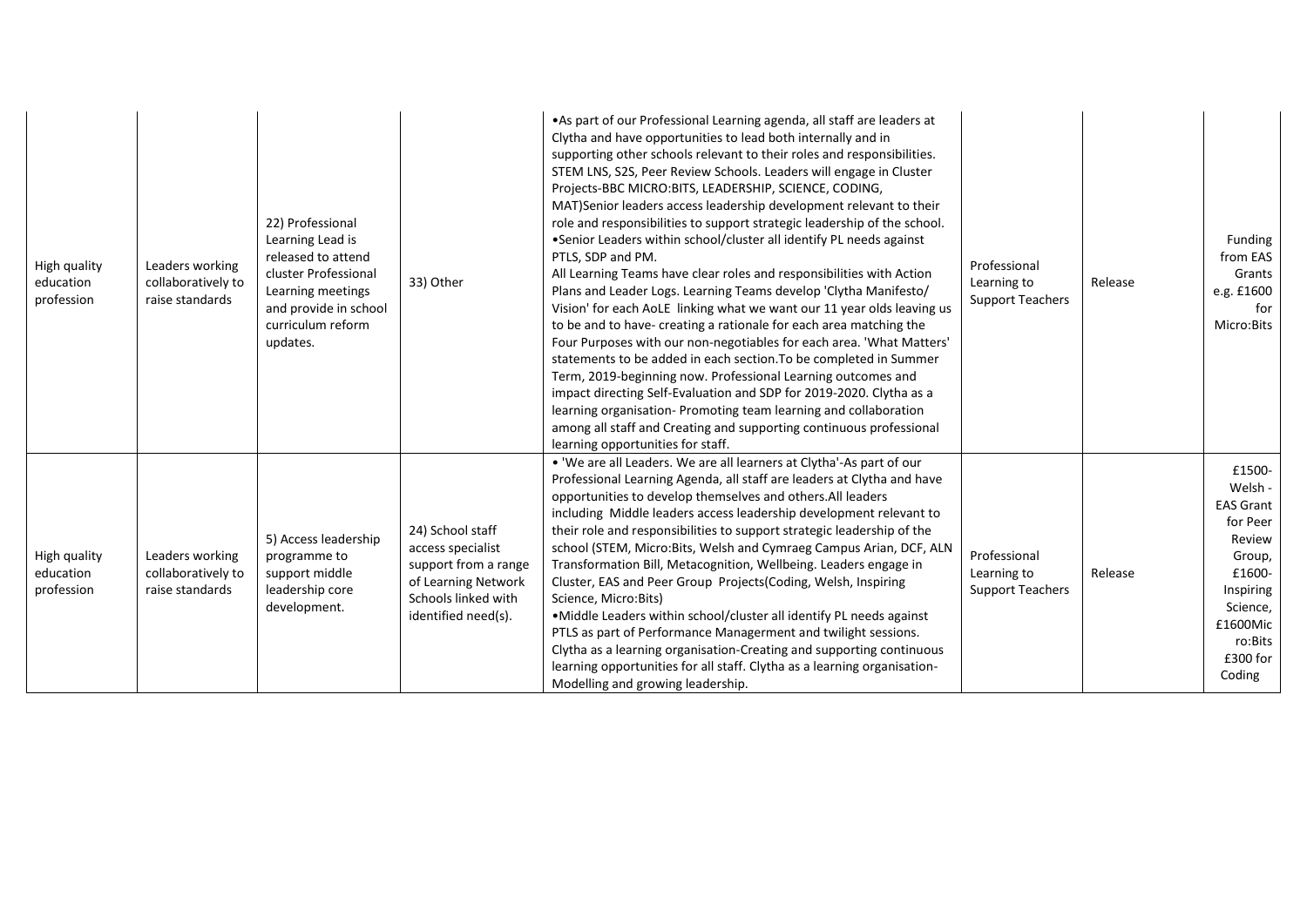| | | | | | | | |
|---|---|---|---|---|---|---|---|
| High quality education profession | Leaders working collaboratively to raise standards | 22) Professional Learning Lead is released to attend cluster Professional Learning meetings and provide in school curriculum reform updates. | 33) Other | •As part of our Professional Learning agenda, all staff are leaders at Clytha and have opportunities to lead both internally and in supporting other schools relevant to their roles and responsibilities. STEM LNS, S2S, Peer Review Schools. Leaders will engage in Cluster Projects-BBC MICRO:BITS, LEADERSHIP, SCIENCE, CODING, MAT)Senior leaders access leadership development relevant to their role and responsibilities to support strategic leadership of the school. •Senior Leaders within school/cluster all identify PL needs against PTLS, SDP and PM. All Learning Teams have clear roles and responsibilities with Action Plans and Leader Logs. Learning Teams develop 'Clytha Manifesto/ Vision' for each AoLE linking what we want our 11 year olds leaving us to be and to have- creating a rationale for each area matching the Four Purposes with our non-negotiables for each area. 'What Matters' statements to be added in each section.To be completed in Summer Term, 2019-beginning now. Professional Learning outcomes and impact directing Self-Evaluation and SDP for 2019-2020. Clytha as a learning organisation- Promoting team learning and collaboration among all staff and Creating and supporting continuous professional learning opportunities for staff. | Professional Learning to Support Teachers | Release | Funding from EAS Grants e.g. £1600 for Micro:Bits |
| High quality education profession | Leaders working collaboratively to raise standards | 5) Access leadership programme to support middle leadership core development. | 24) School staff access specialist support from a range of Learning Network Schools linked with identified need(s). | • 'We are all Leaders. We are all learners at Clytha'-As part of our Professional Learning Agenda, all staff are leaders at Clytha and have opportunities to develop themselves and others.All leaders including Middle leaders access leadership development relevant to their role and responsibilities to support strategic leadership of the school (STEM, Micro:Bits, Welsh and Cymraeg Campus Arian, DCF, ALN Transformation Bill, Metacognition, Wellbeing. Leaders engage in Cluster, EAS and Peer Group Projects(Coding, Welsh, Inspiring Science, Micro:Bits) •Middle Leaders within school/cluster all identify PL needs against PTLS as part of Performance Managerment and twilight sessions. Clytha as a learning organisation-Creating and supporting continuous learning opportunities for all staff. Clytha as a learning organisation- Modelling and growing leadership. | Professional Learning to Support Teachers | Release | £1500- Welsh - EAS Grant for Peer Review Group, £1600- Inspiring Science, £1600Micro:Bits £300 for Coding |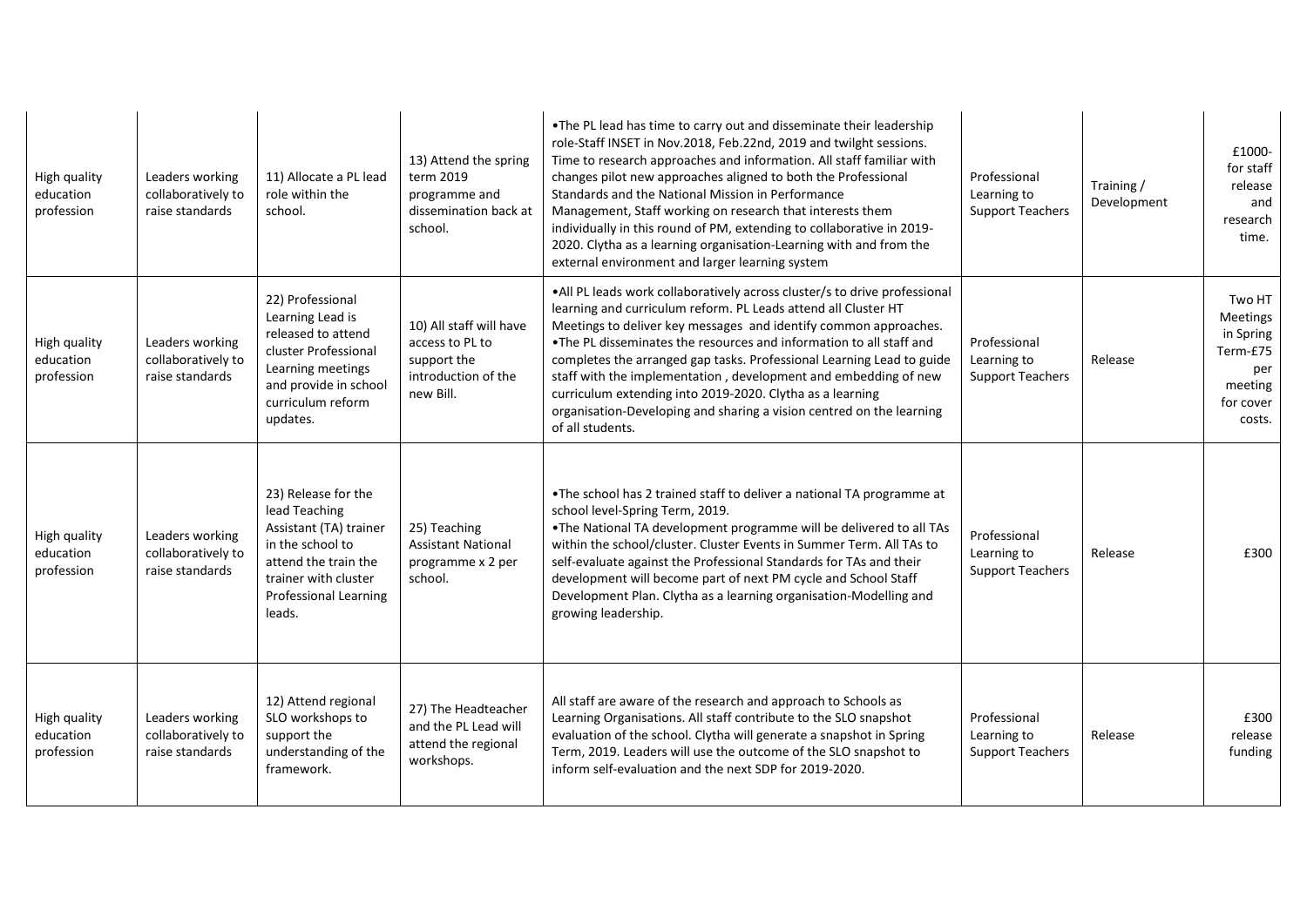| High quality education profession | Leaders working collaboratively to raise standards | 11) Allocate a PL lead role within the school. | 13) Attend the spring term 2019 programme and dissemination back at school. | •The PL lead has time to carry out and disseminate their leadership role-Staff INSET in Nov.2018, Feb.22nd, 2019 and twilght sessions. Time to research approaches and information. All staff familiar with changes pilot new approaches aligned to both the Professional Standards and the National Mission in Performance Management, Staff working on research that interests them individually in this round of PM, extending to collaborative in 2019-2020. Clytha as a learning organisation-Learning with and from the external environment and larger learning system | Professional Learning to Support Teachers | Training / Development | £1000- for staff release and research time. |
|---|---|---|---|---|---|---|---|
| High quality education profession | Leaders working collaboratively to raise standards | 22) Professional Learning Lead is released to attend cluster Professional Learning meetings and provide in school curriculum reform updates. | 10) All staff will have access to PL to support the introduction of the new Bill. | •All PL leads work collaboratively across cluster/s to drive professional learning and curriculum reform. PL Leads attend all Cluster HT Meetings to deliver key messages and identify common approaches. •The PL disseminates the resources and information to all staff and completes the arranged gap tasks. Professional Learning Lead to guide staff with the implementation , development and embedding of new curriculum extending into 2019-2020. Clytha as a learning organisation-Developing and sharing a vision centred on the learning of all students. | Professional Learning to Support Teachers | Release | Two HT Meetings in Spring Term-£75 per meeting for cover costs. |
| High quality education profession | Leaders working collaboratively to raise standards | 23) Release for the lead Teaching Assistant (TA) trainer in the school to attend the train the trainer with cluster Professional Learning leads. | 25) Teaching Assistant National programme x 2 per school. | •The school has 2 trained staff to deliver a national TA programme at school level-Spring Term, 2019. •The National TA development programme will be delivered to all TAs within the school/cluster. Cluster Events in Summer Term. All TAs to self-evaluate against the Professional Standards for TAs and their development will become part of next PM cycle and School Staff Development Plan. Clytha as a learning organisation-Modelling and growing leadership. | Professional Learning to Support Teachers | Release | £300 |
| High quality education profession | Leaders working collaboratively to raise standards | 12) Attend regional SLO workshops to support the understanding of the framework. | 27) The Headteacher and the PL Lead will attend the regional workshops. | All staff are aware of the research and approach to Schools as Learning Organisations. All staff contribute to the SLO snapshot evaluation of the school. Clytha will generate a snapshot in Spring Term, 2019. Leaders will use the outcome of the SLO snapshot to inform self-evaluation and the next SDP for 2019-2020. | Professional Learning to Support Teachers | Release | £300 release funding |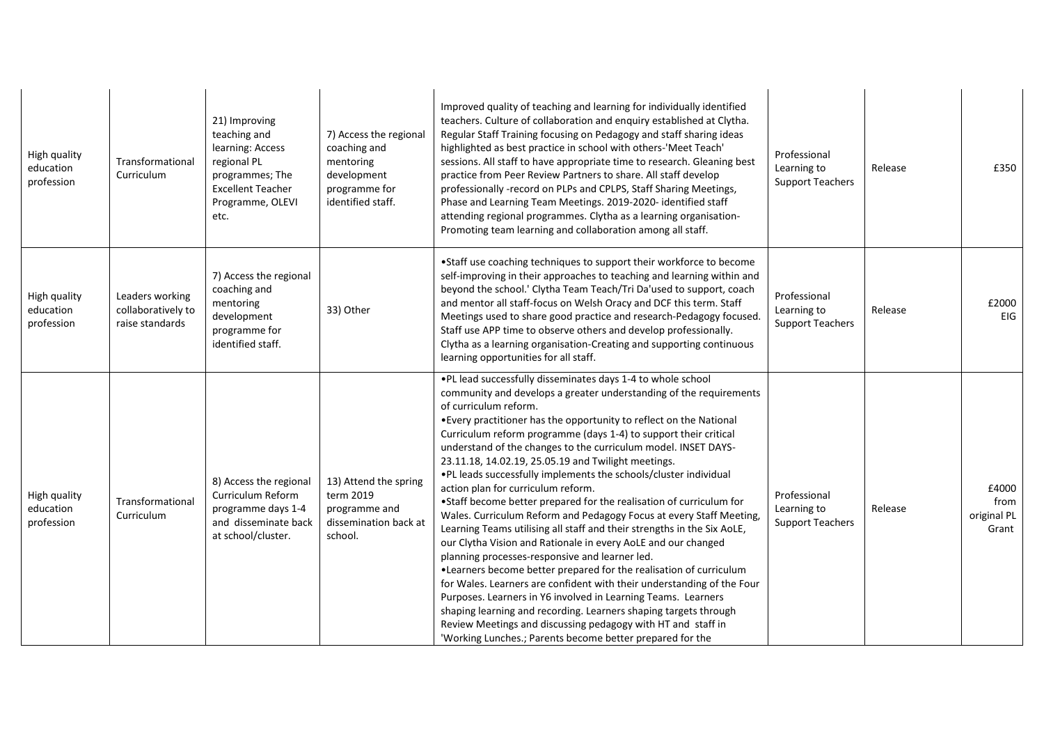| | | | | | | | |
|---|---|---|---|---|---|---|---|
| High quality education profession | Transformational Curriculum | 21) Improving teaching and learning: Access regional PL programmes; The Excellent Teacher Programme, OLEVI etc. | 7) Access the regional coaching and mentoring development programme for identified staff. | Improved quality of teaching and learning for individually identified teachers. Culture of collaboration and enquiry established at Clytha. Regular Staff Training focusing on Pedagogy and staff sharing ideas highlighted as best practice in school with others-'Meet Teach' sessions. All staff to have appropriate time to research. Gleaning best practice from Peer Review Partners to share. All staff develop professionally -record on PLPs and CPLPS, Staff Sharing Meetings, Phase and Learning Team Meetings. 2019-2020- identified staff attending regional programmes. Clytha as a learning organisation-Promoting team learning and collaboration among all staff. | Professional Learning to Support Teachers | Release | £350 |
| High quality education profession | Leaders working collaboratively to raise standards | 7) Access the regional coaching and mentoring development programme for identified staff. | 33) Other | •Staff use coaching techniques to support their workforce to become self-improving in their approaches to teaching and learning within and beyond the school.' Clytha Team Teach/Tri Da'used to support, coach and mentor all staff-focus on Welsh Oracy and DCF this term. Staff Meetings used to share good practice and research-Pedagogy focused. Staff use APP time to observe others and develop professionally. Clytha as a learning organisation-Creating and supporting continuous learning opportunities for all staff. | Professional Learning to Support Teachers | Release | £2000 EIG |
| High quality education profession | Transformational Curriculum | 8) Access the regional Curriculum Reform programme days 1-4 and disseminate back at school/cluster. | 13) Attend the spring term 2019 programme and dissemination back at school. | •PL lead successfully disseminates days 1-4 to whole school community and develops a greater understanding of the requirements of curriculum reform.<br>•Every practitioner has the opportunity to reflect on the National Curriculum reform programme (days 1-4) to support their critical understand of the changes to the curriculum model. INSET DAYS-23.11.18, 14.02.19, 25.05.19 and Twilight meetings.<br>•PL leads successfully implements the schools/cluster individual action plan for curriculum reform.<br>•Staff become better prepared for the realisation of curriculum for Wales. Curriculum Reform and Pedagogy Focus at every Staff Meeting, Learning Teams utilising all staff and their strengths in the Six AoLE, our Clytha Vision and Rationale in every AoLE and our changed planning processes-responsive and learner led.<br>•Learners become better prepared for the realisation of curriculum for Wales. Learners are confident with their understanding of the Four Purposes. Learners in Y6 involved in Learning Teams. Learners shaping learning and recording. Learners shaping targets through Review Meetings and discussing pedagogy with HT and staff in 'Working Lunches.; Parents become better prepared for the | Professional Learning to Support Teachers | Release | £4000 from original PL Grant |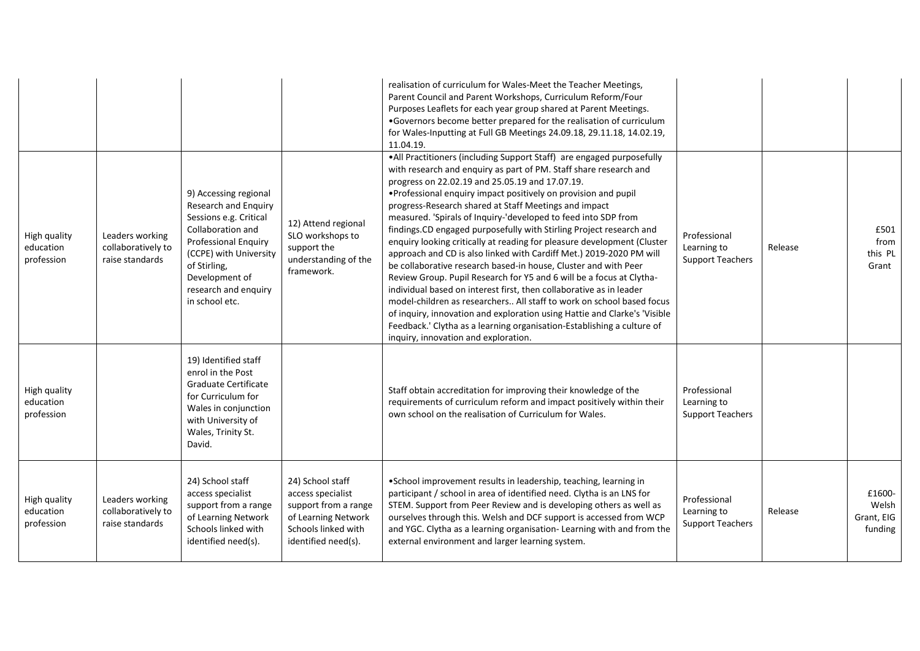| | | | | | | | |
|---|---|---|---|---|---|---|---|
| | | | | realisation of curriculum for Wales-Meet the Teacher Meetings, Parent Council and Parent Workshops, Curriculum Reform/Four Purposes Leaflets for each year group shared at Parent Meetings. •Governors become better prepared for the realisation of curriculum for Wales-Inputting at Full GB Meetings 24.09.18, 29.11.18, 14.02.19, 11.04.19. | | | |
| High quality education profession | Leaders working collaboratively to raise standards | 9) Accessing regional Research and Enquiry Sessions e.g. Critical Collaboration and Professional Enquiry (CCPE) with University of Stirling, Development of research and enquiry in school etc. | 12) Attend regional SLO workshops to support the understanding of the framework. | •All Practitioners (including Support Staff) are engaged purposefully with research and enquiry as part of PM. Staff share research and progress on 22.02.19 and 25.05.19 and 17.07.19. •Professional enquiry impact positively on provision and pupil progress-Research shared at Staff Meetings and impact measured. 'Spirals of Inquiry-'developed to feed into SDP from findings.CD engaged purposefully with Stirling Project research and enquiry looking critically at reading for pleasure development (Cluster approach and CD is also linked with Cardiff Met.) 2019-2020 PM will be collaborative research based-in house, Cluster and with Peer Review Group. Pupil Research for Y5 and 6 will be a focus at Clytha-individual based on interest first, then collaborative as in leader model-children as researchers.. All staff to work on school based focus of inquiry, innovation and exploration using Hattie and Clarke's 'Visible Feedback.' Clytha as a learning organisation-Establishing a culture of inquiry, innovation and exploration. | Professional Learning to Support Teachers | Release | £501 from this PL Grant |
| High quality education profession | | 19) Identified staff enrol in the Post Graduate Certificate for Curriculum for Wales in conjunction with University of Wales, Trinity St. David. | | Staff obtain accreditation for improving their knowledge of the requirements of curriculum reform and impact positively within their own school on the realisation of Curriculum for Wales. | Professional Learning to Support Teachers | | |
| High quality education profession | Leaders working collaboratively to raise standards | 24) School staff access specialist support from a range of Learning Network Schools linked with identified need(s). | 24) School staff access specialist support from a range of Learning Network Schools linked with identified need(s). | •School improvement results in leadership, teaching, learning in participant / school in area of identified need. Clytha is an LNS for STEM. Support from Peer Review and is developing others as well as ourselves through this. Welsh and DCF support is accessed from WCP and YGC. Clytha as a learning organisation- Learning with and from the external environment and larger learning system. | Professional Learning to Support Teachers | Release | £1600- Welsh Grant, EIG funding |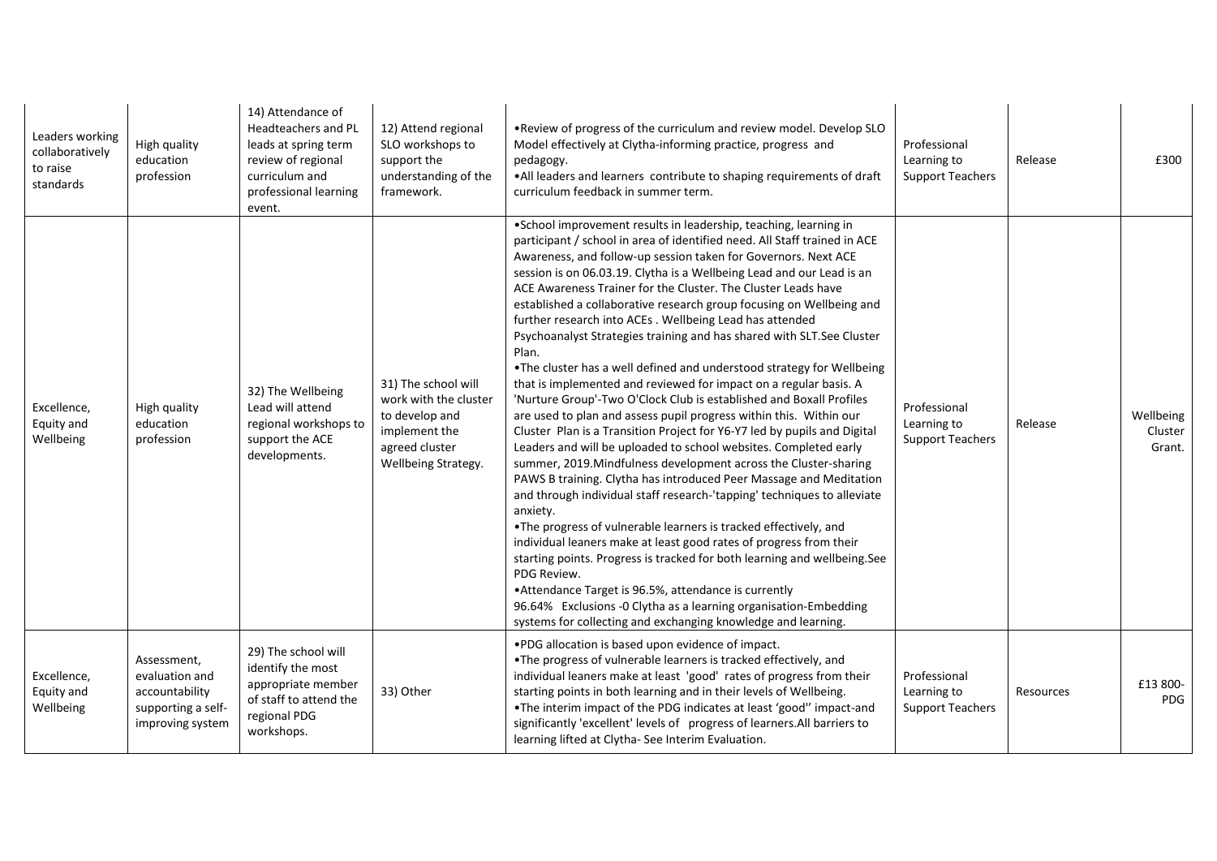| | | | | | | | |
|---|---|---|---|---|---|---|---|
| Leaders working collaboratively to raise standards | High quality education profession | 14) Attendance of Headteachers and PL leads at spring term review of regional curriculum and professional learning event. | 12) Attend regional SLO workshops to support the understanding of the framework. | •Review of progress of the curriculum and review model. Develop SLO Model effectively at Clytha-informing practice, progress and pedagogy.<br>•All leaders and learners contribute to shaping requirements of draft curriculum feedback in summer term. | Professional Learning to Support Teachers | Release | £300 |
| Excellence, Equity and Wellbeing | High quality education profession | 32) The Wellbeing Lead will attend regional workshops to support the ACE developments. | 31) The school will work with the cluster to develop and implement the agreed cluster Wellbeing Strategy. | •School improvement results in leadership, teaching, learning in participant / school in area of identified need. All Staff trained in ACE Awareness, and follow-up session taken for Governors. Next ACE session is on 06.03.19. Clytha is a Wellbeing Lead and our Lead is an ACE Awareness Trainer for the Cluster. The Cluster Leads have established a collaborative research group focusing on Wellbeing and further research into ACEs . Wellbeing Lead has attended Psychoanalyst Strategies training and has shared with SLT.See Cluster Plan.<br>•The cluster has a well defined and understood strategy for Wellbeing that is implemented and reviewed for impact on a regular basis. A 'Nurture Group'-Two O'Clock Club is established and Boxall Profiles are used to plan and assess pupil progress within this. Within our Cluster Plan is a Transition Project for Y6-Y7 led by pupils and Digital Leaders and will be uploaded to school websites. Completed early summer, 2019.Mindfulness development across the Cluster-sharing PAWS B training. Clytha has introduced Peer Massage and Meditation and through individual staff research-'tapping' techniques to alleviate anxiety.<br>•The progress of vulnerable learners is tracked effectively, and individual leaners make at least good rates of progress from their starting points. Progress is tracked for both learning and wellbeing.See PDG Review.<br>•Attendance Target is 96.5%, attendance is currently 96.64% Exclusions -0 Clytha as a learning organisation-Embedding systems for collecting and exchanging knowledge and learning. | Professional Learning to Support Teachers | Release | Wellbeing Cluster Grant. |
| Excellence, Equity and Wellbeing | Assessment, evaluation and accountability supporting a self-improving system | 29) The school will identify the most appropriate member of staff to attend the regional PDG workshops. | 33) Other | •PDG allocation is based upon evidence of impact.<br>•The progress of vulnerable learners is tracked effectively, and individual leaners make at least 'good' rates of progress from their starting points in both learning and in their levels of Wellbeing.<br>•The interim impact of the PDG indicates at least 'good'' impact-and significantly 'excellent' levels of progress of learners.All barriers to learning lifted at Clytha- See Interim Evaluation. | Professional Learning to Support Teachers | Resources | £13 800-PDG |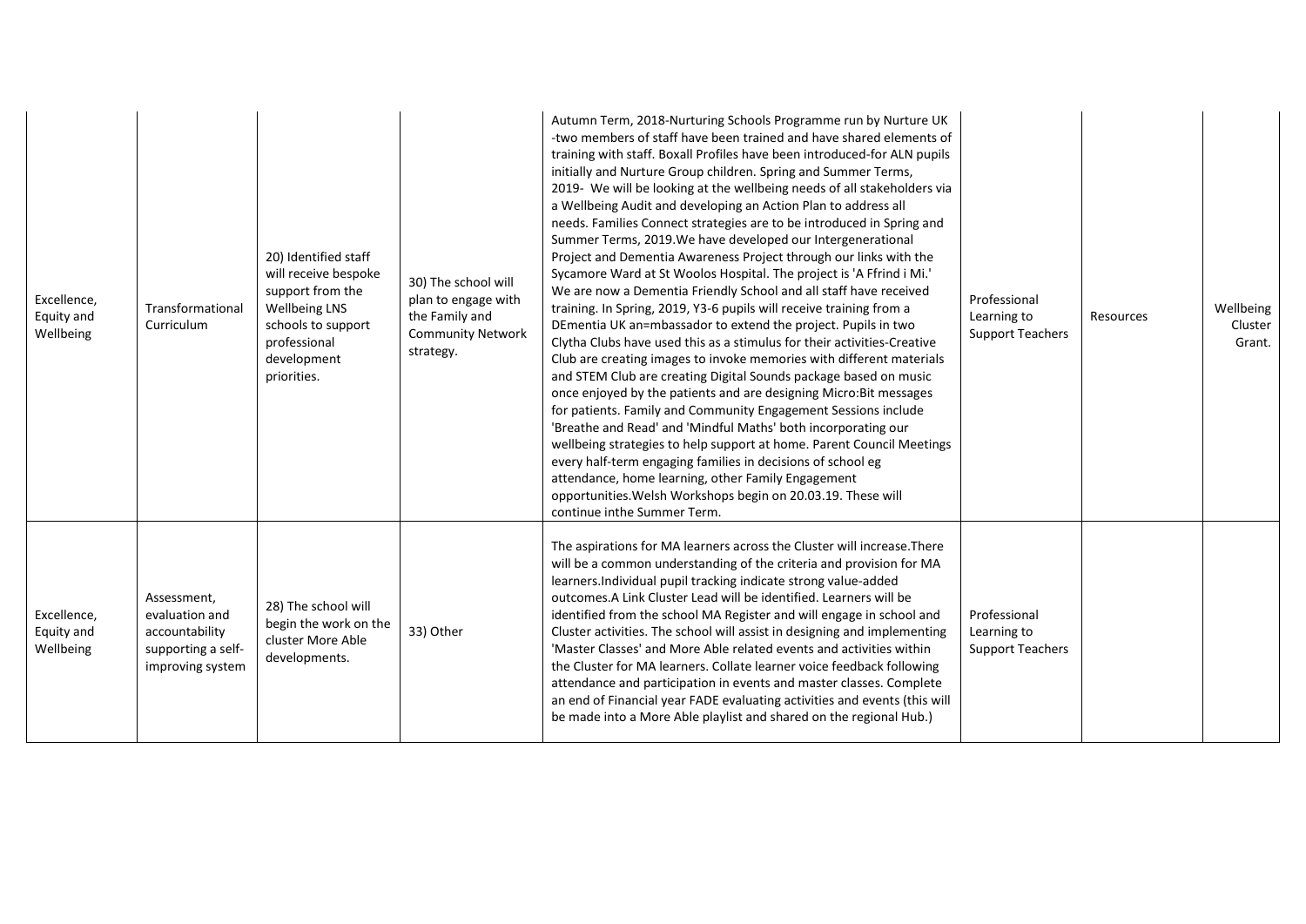| | | | | | | | |
|---|---|---|---|---|---|---|---|
| Excellence, Equity and Wellbeing | Transformational Curriculum | 20) Identified staff will receive bespoke support from the Wellbeing LNS schools to support professional development priorities. | 30) The school will plan to engage with the Family and Community Network strategy. | Autumn Term, 2018-Nurturing Schools Programme run by Nurture UK -two members of staff have been trained and have shared elements of training with staff. Boxall Profiles have been introduced-for ALN pupils initially and Nurture Group children. Spring and Summer Terms, 2019- We will be looking at the wellbeing needs of all stakeholders via a Wellbeing Audit and developing an Action Plan to address all needs. Families Connect strategies are to be introduced in Spring and Summer Terms, 2019.We have developed our Intergenerational Project and Dementia Awareness Project through our links with the Sycamore Ward at St Woolos Hospital. The project is 'A Ffrind i Mi.' We are now a Dementia Friendly School and all staff have received training. In Spring, 2019, Y3-6 pupils will receive training from a DEmentia UK an=mbassador to extend the project. Pupils in two Clytha Clubs have used this as a stimulus for their activities-Creative Club are creating images to invoke memories with different materials and STEM Club are creating Digital Sounds package based on music once enjoyed by the patients and are designing Micro:Bit messages for patients. Family and Community Engagement Sessions include 'Breathe and Read' and 'Mindful Maths' both incorporating our wellbeing strategies to help support at home. Parent Council Meetings every half-term engaging families in decisions of school eg attendance, home learning, other Family Engagement opportunities.Welsh Workshops begin on 20.03.19. These will continue inthe Summer Term. | Professional Learning to Support Teachers | Resources | Wellbeing Cluster Grant. |
| Excellence, Equity and Wellbeing | Assessment, evaluation and accountability supporting a self-improving system | 28) The school will begin the work on the cluster More Able developments. | 33) Other | The aspirations for MA learners across the Cluster will increase.There will be a common understanding of the criteria and provision for MA learners.Individual pupil tracking indicate strong value-added outcomes.A Link Cluster Lead will be identified. Learners will be identified from the school MA Register and will engage in school and Cluster activities. The school will assist in designing and implementing 'Master Classes' and More Able related events and activities within the Cluster for MA learners. Collate learner voice feedback following attendance and participation in events and master classes. Complete an end of Financial year FADE evaluating activities and events (this will be made into a More Able playlist and shared on the regional Hub.) | Professional Learning to Support Teachers | | |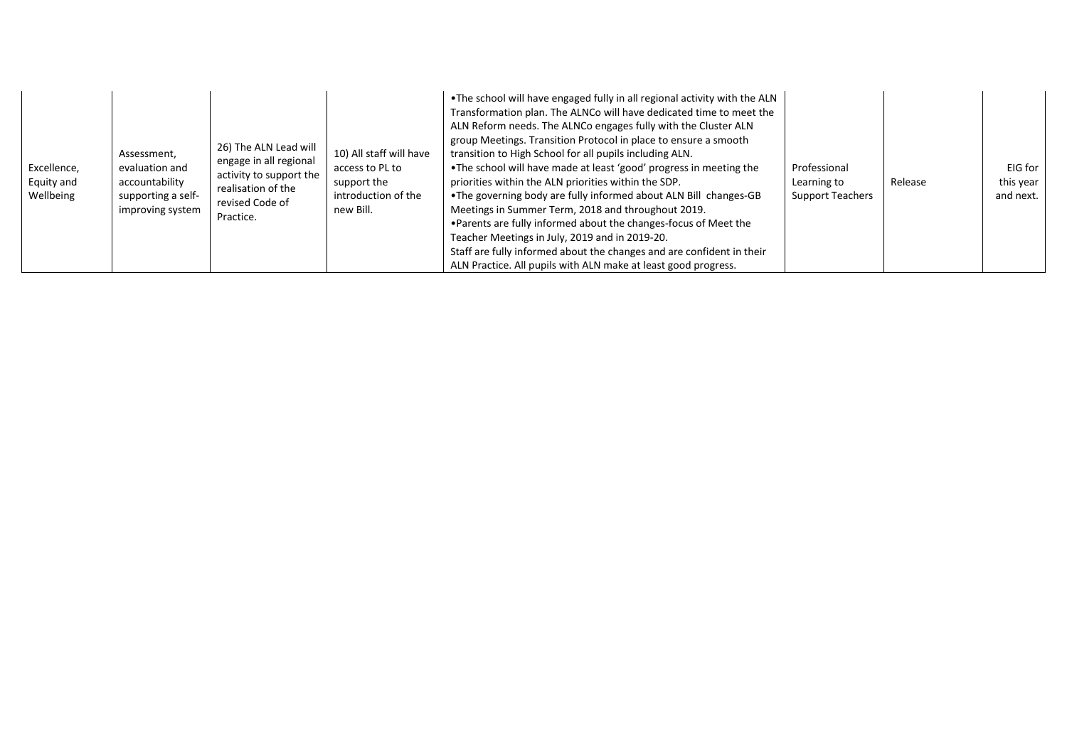| | | | | | | | |
|---|---|---|---|---|---|---|---|
| Excellence, Equity and Wellbeing | Assessment, evaluation and accountability supporting a self-improving system | 26) The ALN Lead will engage in all regional activity to support the realisation of the revised Code of Practice. | 10) All staff will have access to PL to support the introduction of the new Bill. | •The school will have engaged fully in all regional activity with the ALN Transformation plan. The ALNCo will have dedicated time to meet the ALN Reform needs. The ALNCo engages fully with the Cluster ALN group Meetings. Transition Protocol in place to ensure a smooth transition to High School for all pupils including ALN.<br>•The school will have made at least 'good' progress in meeting the priorities within the ALN priorities within the SDP.<br>•The governing body are fully informed about ALN Bill changes-GB Meetings in Summer Term, 2018 and throughout 2019.<br>•Parents are fully informed about the changes-focus of Meet the Teacher Meetings in July, 2019 and in 2019-20.<br>Staff are fully informed about the changes and are confident in their ALN Practice. All pupils with ALN make at least good progress. | Professional Learning to Support Teachers | Release | EIG for this year and next. |